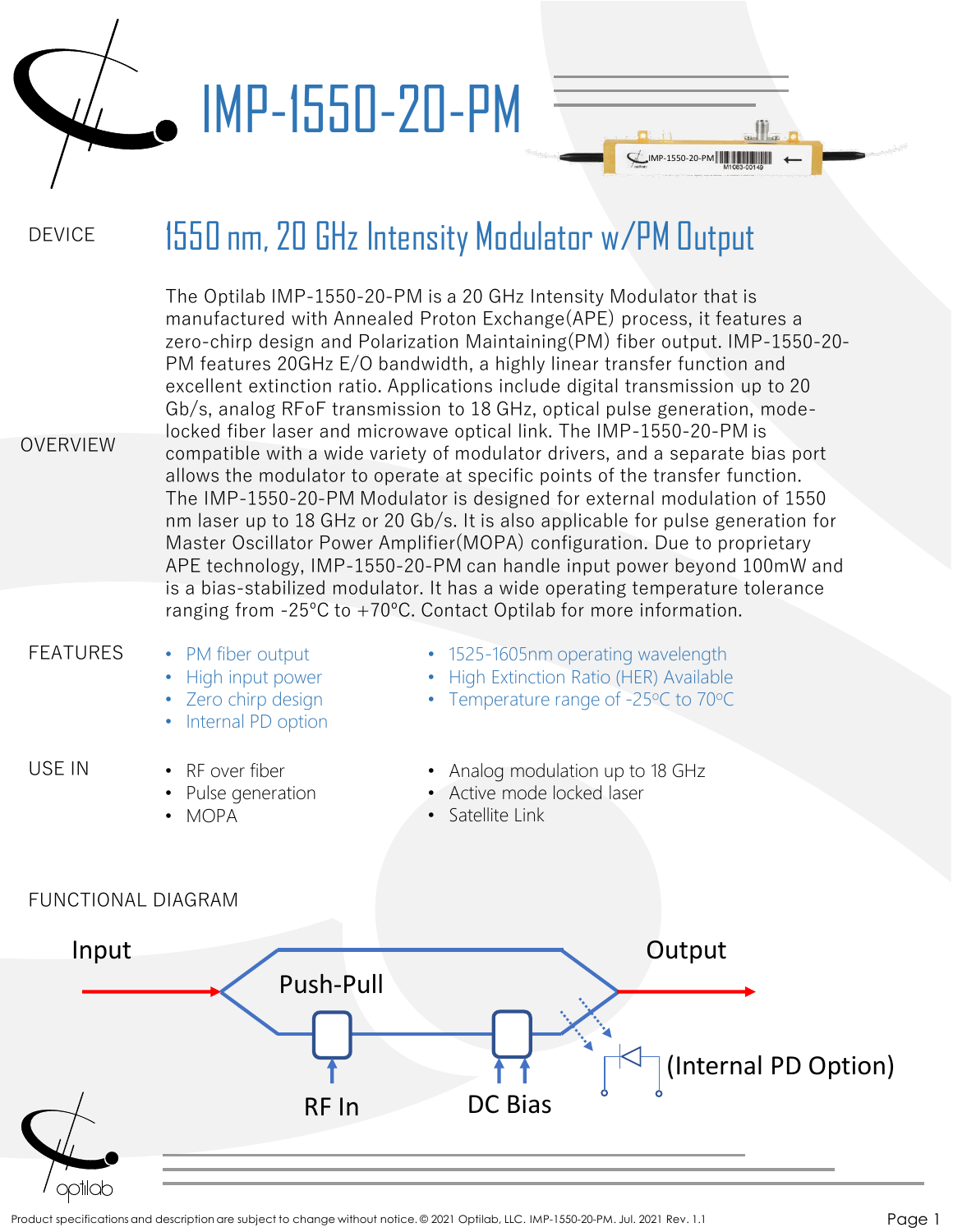# IMP-1550-20-PM

DEVICE

## 1550 nm, 20 GHz Intensity Modulator w/PM Output

OVERVIEW

The Optilab IMP-1550-20-PM is a 20 GHz Intensity Modulator that is manufactured with Annealed Proton Exchange(APE) process, it features a zero-chirp design and Polarization Maintaining(PM) fiber output. IMP-1550-20-PM features 20GHz E/O bandwidth, a highly linear transfer function and excellent extinction ratio. Applications include digital transmission up to 20 Gb/s, analog RFoF transmission to 18 GHz, optical pulse generation, mode-locked fiber laser and microwave optical link. The IMP-1550-20-PM is compatible with a wide variety of modulator drivers, and a separate bias port allows the modulator to operate at specific points of the transfer function. The IMP-1550-20-PM Modulator is designed for external modulation of 1550 nm laser up to 18 GHz or 20 Gb/s. It is also applicable for pulse generation for Master Oscillator Power Amplifier(MOPA) configuration. Due to proprietary APE technology, IMP-1550-20-PM can handle input power beyond 100mW and is a bias-stabilized modulator. It has a wide operating temperature tolerance ranging from -25°C to +70°C. Contact Optilab for more information.

FEATURES

- PM fiber output
- High input power
- Zero chirp design
- Internal PD option
- 1525-1605nm operating wavelength
- High Extinction Ratio (HER) Available
- Temperature range of -25°C to 70°C

USE IN

- RF over fiber
- Pulse generation
- MOPA
- Analog modulation up to 18 GHz
- Active mode locked laser
- Satellite Link

FUNCTIONAL DIAGRAM

Input

Push-Pull

Output

(Internal PD Option)

RF In

DC Bias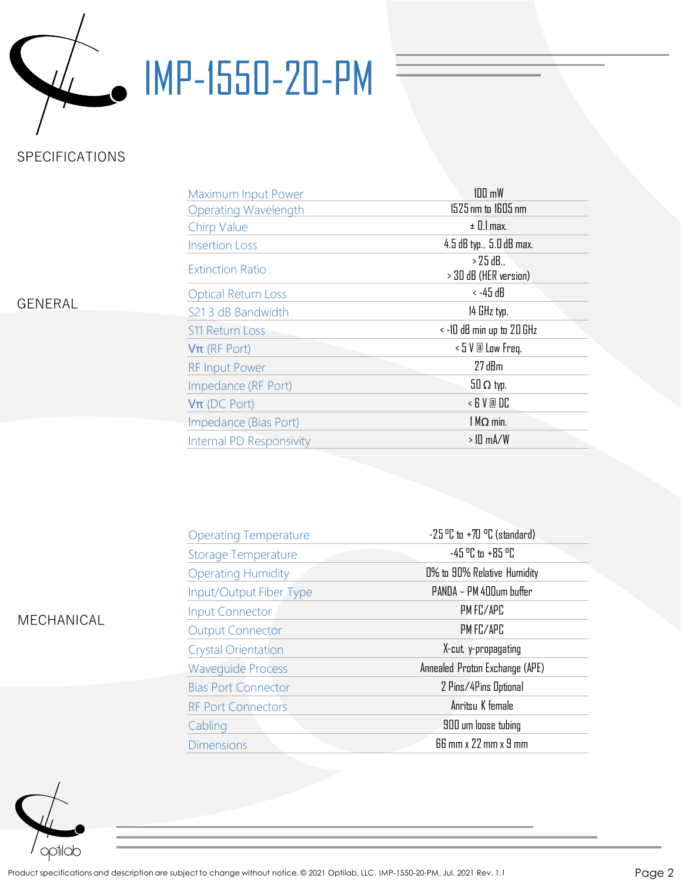# IMP-1550-20-PM

## SPECIFICATIONS

### GENERAL

| Parameter | Value |
|---|---|
| Maximum Input Power | 100 mW |
| Operating Wavelength | 1525 nm to 1605 nm |
| Chirp Value | ± 0.1 max. |
| Insertion Loss | 4.5 dB typ., 5.0 dB max. |
| Extinction Ratio | > 25 dB.,<br>> 30 dB (HER version) |
| Optical Return Loss | < -45 dB |
| S21 3 dB Bandwidth | 14 GHz typ. |
| S11 Return Loss | < -10 dB min up to 20 GHz |
| Vπ (RF Port) | < 5 V @ Low Freq. |
| RF Input Power | 27 dBm |
| Impedance (RF Port) | 50 Ω typ. |
| Vπ (DC Port) | < 6 V @ DC |
| Impedance (Bias Port) | 1 MΩ min. |
| Internal PD Responsivity | > 10 mA/W |

### MECHANICAL

| Parameter | Value |
|---|---|
| Operating Temperature | -25 °C to +70 °C (standard) |
| Storage Temperature | -45 °C to +85 °C |
| Operating Humidity | 0% to 90% Relative Humidity |
| Input/Output Fiber Type | PANDA – PM 400um buffer |
| Input Connector | PM FC/APC |
| Output Connector | PM FC/APC |
| Crystal Orientation | X-cut, y-propagating |
| Waveguide Process | Annealed Proton Exchange (APE) |
| Bias Port Connector | 2 Pins/4Pins Optional |
| RF Port Connectors | Anritsu K female |
| Cabling | 900 um loose tubing |
| Dimensions | 66 mm x 22 mm x 9 mm |

Product specifications and description are subject to change without notice. © 2021 Optilab, LLC. IMP-1550-20-PM. Jul. 2021 Rev. 1.1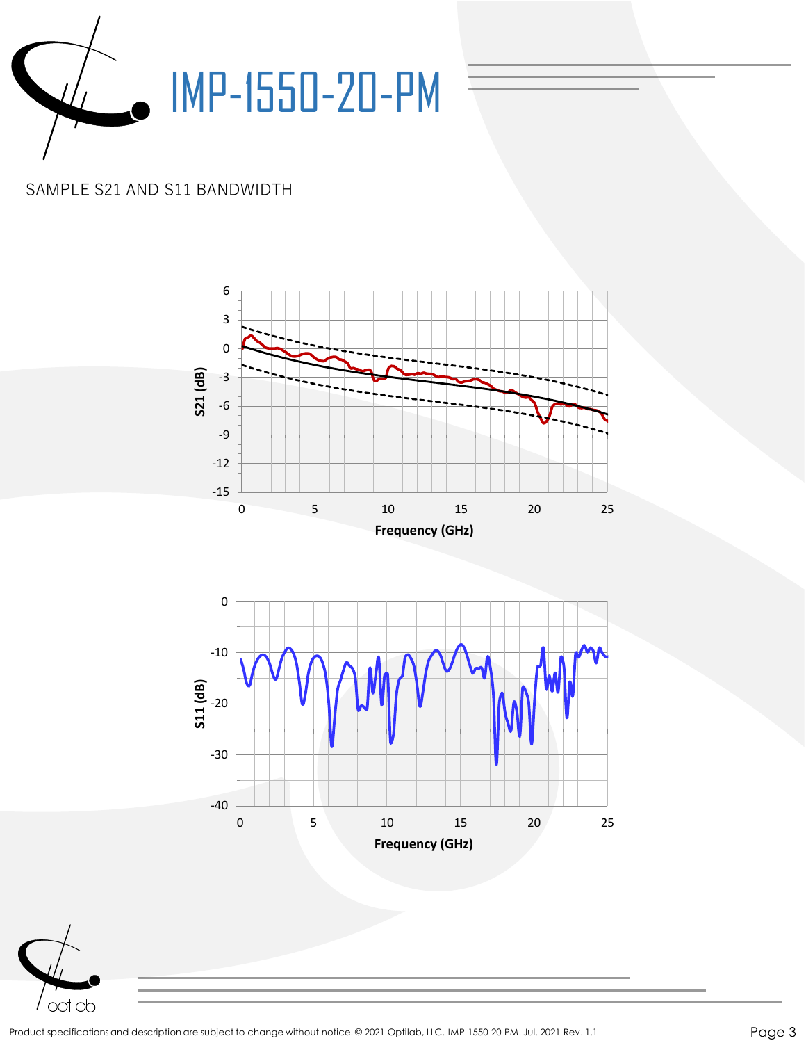# IMP-1550-20-PM

SAMPLE S21 AND S11 BANDWIDTH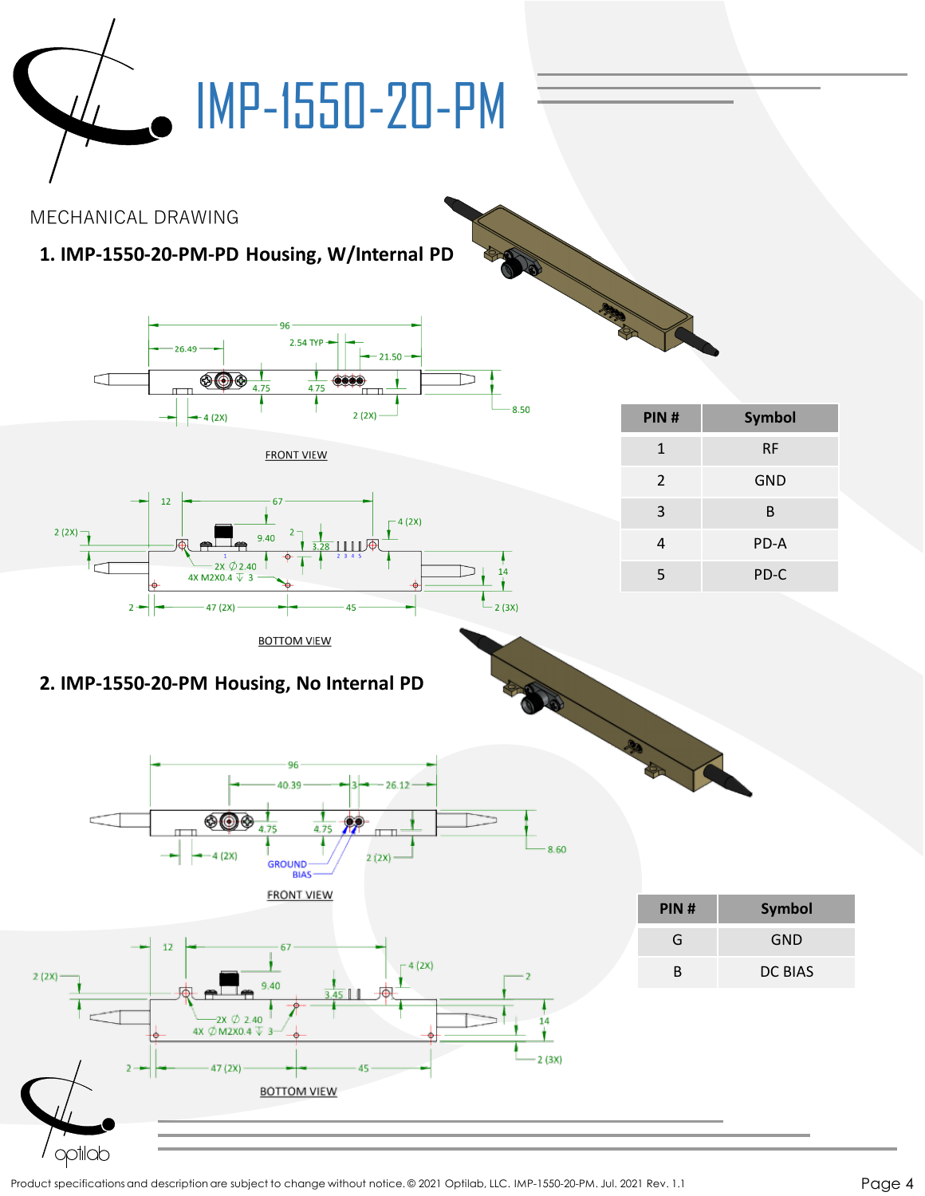# IMP-1550-20-PM

MECHANICAL DRAWING

## 1. IMP-1550-20-PM-PD Housing, W/Internal PD

FRONT VIEW

BOTTOM VIEW

| PIN # | Symbol |
|---|---|
| 1 | RF |
| 2 | GND |
| 3 | B |
| 4 | PD-A |
| 5 | PD-C |

## 2. IMP-1550-20-PM Housing, No Internal PD

FRONT VIEW

BOTTOM VIEW

| PIN # | Symbol |
|---|---|
| G | GND |
| B | DC BIAS |

Product specifications and description are subject to change without notice. © 2021 Optilab, LLC. IMP-1550-20-PM. Jul. 2021 Rev. 1.1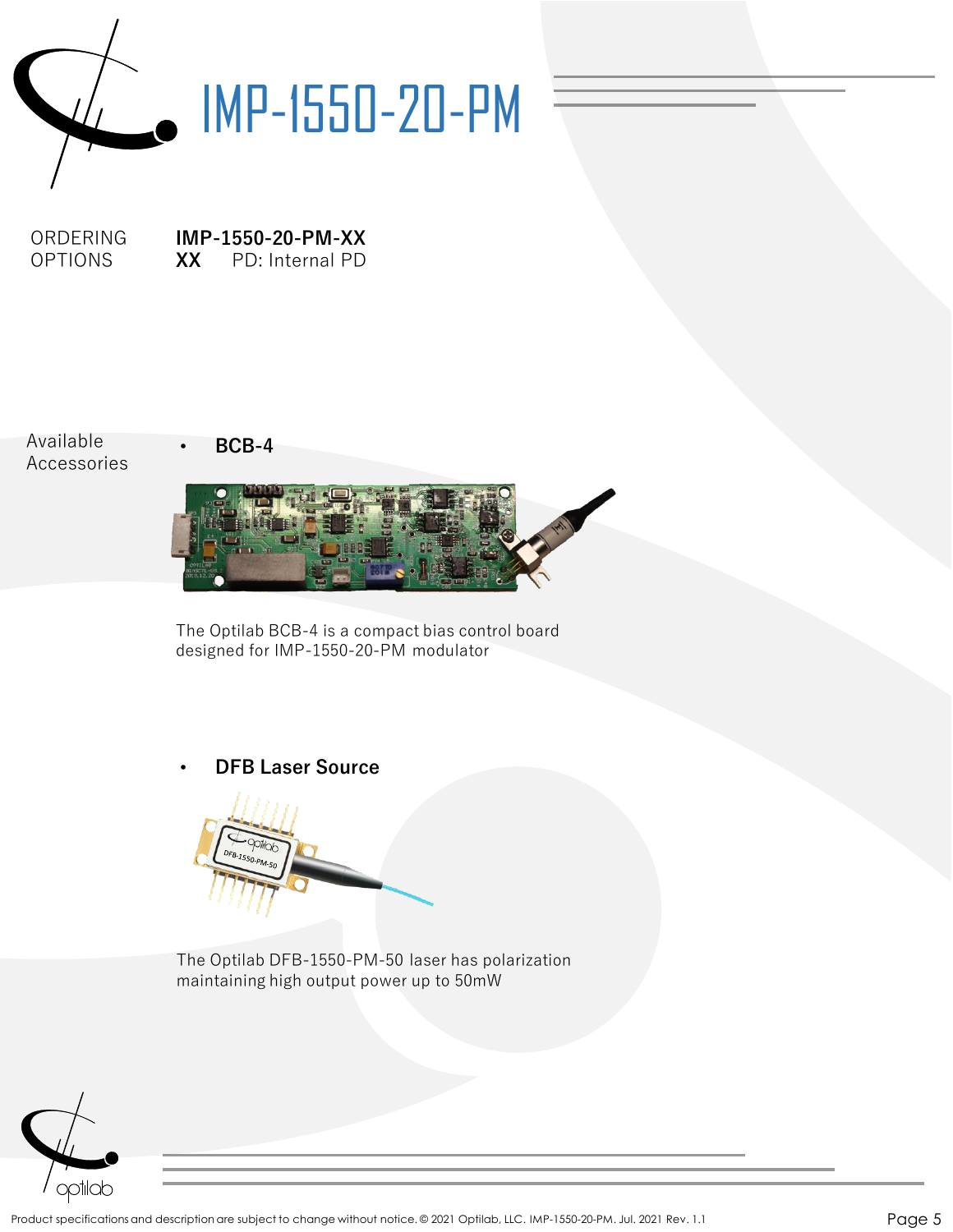# IMP-1550-20-PM

ORDERING OPTIONS

**IMP-1550-20-PM-XX**
**XX** PD: Internal PD

Available Accessories

- **BCB-4**

The Optilab BCB-4 is a compact bias control board designed for IMP-1550-20-PM modulator

- **DFB Laser Source**

The Optilab DFB-1550-PM-50 laser has polarization maintaining high output power up to 50mW

Product specifications and description are subject to change without notice. © 2021 Optilab, LLC. IMP-1550-20-PM. Jul. 2021 Rev. 1.1